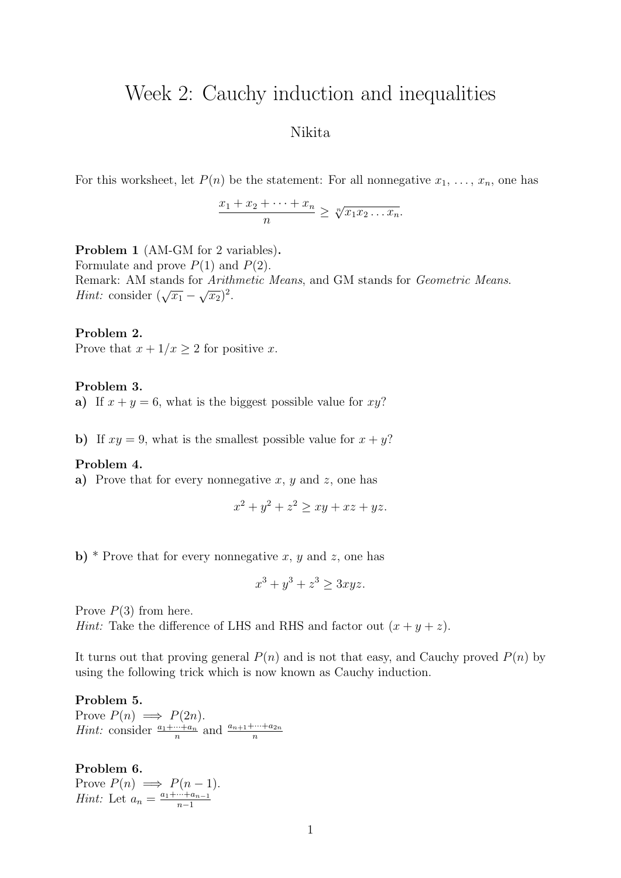# Week 2: Cauchy induction and inequalities

Nikita

For this worksheet, let $P(n)$ be the statement: For all nonnegative $x_1, \ldots, x_n$, one has

$$\frac{x_1 + x_2 + \cdots + x_n}{n} \geq \sqrt[n]{x_1 x_2 \ldots x_n}.$$

**Problem 1** (AM-GM for 2 variables)**.**
Formulate and prove $P(1)$ and $P(2)$.
Remark: AM stands for *Arithmetic Means*, and GM stands for *Geometric Means*.
*Hint:* consider $(\sqrt{x_1} - \sqrt{x_2})^2$.

**Problem 2.**
Prove that $x + 1/x \geq 2$ for positive $x$.

**Problem 3.**
**a)** If $x + y = 6$, what is the biggest possible value for $xy$?

**b)** If $xy = 9$, what is the smallest possible value for $x + y$?

**Problem 4.**
**a)** Prove that for every nonnegative $x$, $y$ and $z$, one has

$$x^2 + y^2 + z^2 \geq xy + xz + yz.$$

**b)** * Prove that for every nonnegative $x$, $y$ and $z$, one has

$$x^3 + y^3 + z^3 \geq 3xyz.$$

Prove $P(3)$ from here.
*Hint:* Take the difference of LHS and RHS and factor out $(x + y + z)$.

It turns out that proving general $P(n)$ and is not that easy, and Cauchy proved $P(n)$ by using the following trick which is now known as Cauchy induction.

**Problem 5.**
Prove $P(n) \implies P(2n)$.
*Hint:* consider $\frac{a_1 + \cdots + a_n}{n}$ and $\frac{a_{n+1} + \cdots + a_{2n}}{n}$

**Problem 6.**
Prove $P(n) \implies P(n-1)$.
*Hint:* Let $a_n = \frac{a_1 + \cdots + a_{n-1}}{n-1}$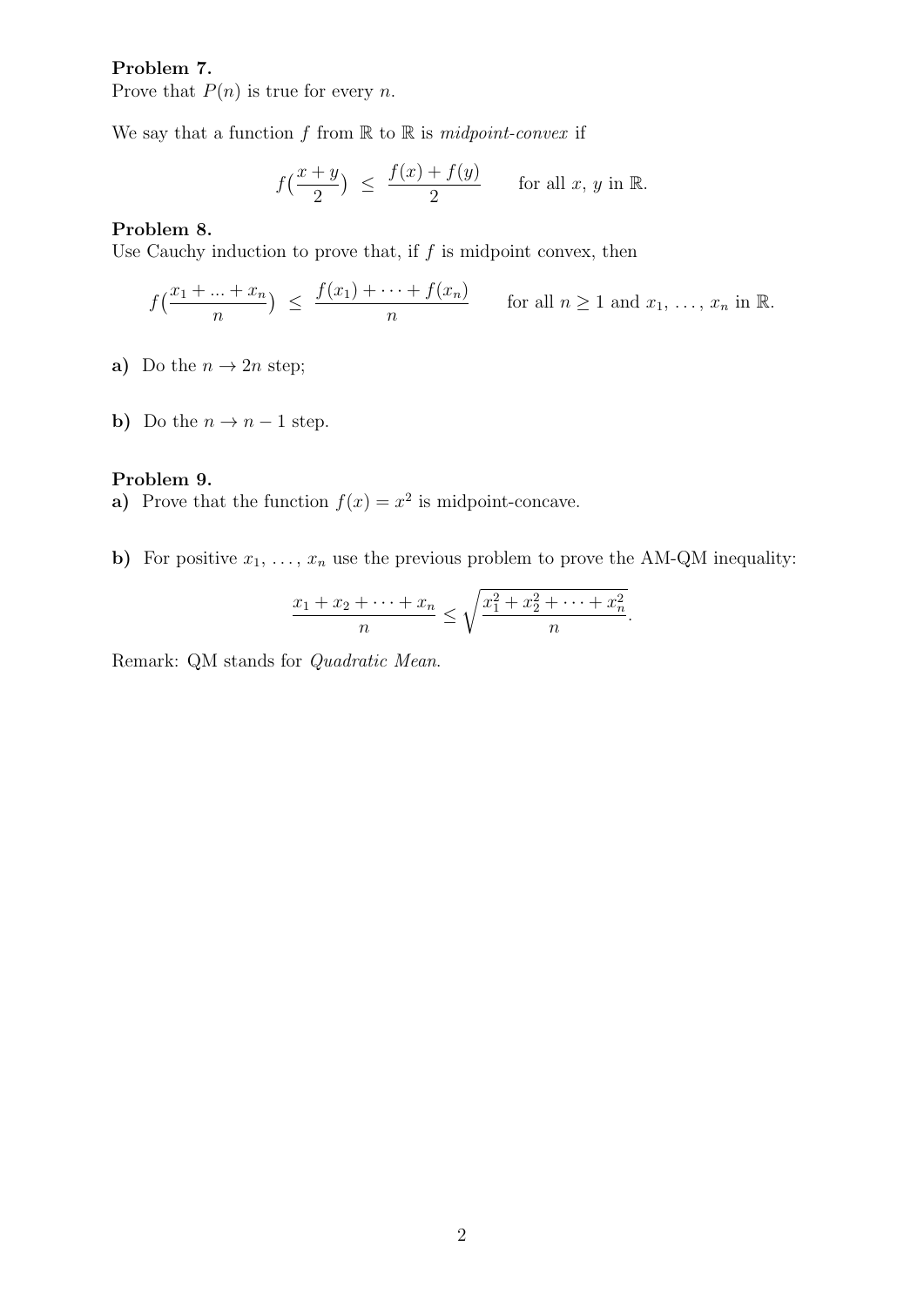**Problem 7.**
Prove that $P(n)$ is true for every $n$.

We say that a function $f$ from $\mathbb{R}$ to $\mathbb{R}$ is *midpoint-convex* if

$$f\big(\frac{x+y}{2}\big) \;\leq\; \frac{f(x)+f(y)}{2} \qquad \text{for all } x,\, y \text{ in } \mathbb{R}.$$

**Problem 8.**
Use Cauchy induction to prove that, if $f$ is midpoint convex, then

$$f\big(\frac{x_1+...+x_n}{n}\big) \;\leq\; \frac{f(x_1)+\cdots+f(x_n)}{n} \qquad \text{for all } n \geq 1 \text{ and } x_1,\, \ldots,\, x_n \text{ in } \mathbb{R}.$$

**a)** Do the $n \to 2n$ step;

**b)** Do the $n \to n-1$ step.

**Problem 9.**
**a)** Prove that the function $f(x) = x^2$ is midpoint-concave.

**b)** For positive $x_1,\, \ldots,\, x_n$ use the previous problem to prove the AM-QM inequality:

$$\frac{x_1+x_2+\cdots+x_n}{n} \leq \sqrt{\frac{x_1^2+x_2^2+\cdots+x_n^2}{n}}.$$

Remark: QM stands for *Quadratic Mean*.